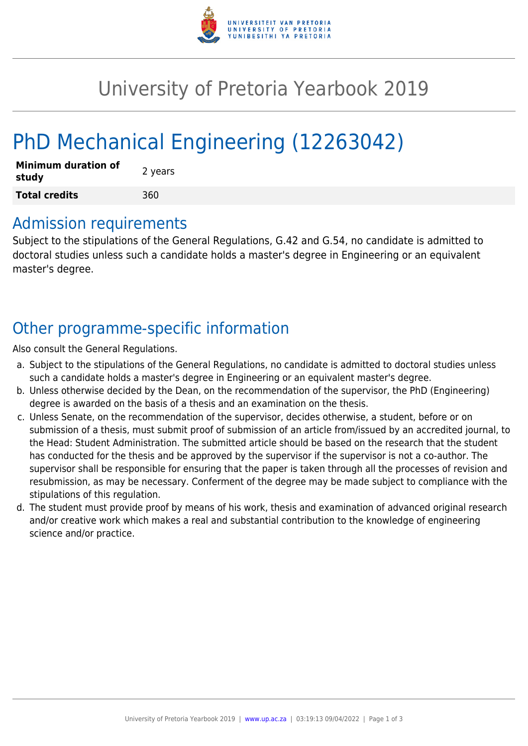# University of Pretoria Yearbook 2019

# PhD Mechanical Engineering (12263042)

| **Minimum duration of study** | 2 years |
| --- | --- |
| **Total credits** | 360 |

## Admission requirements

Subject to the stipulations of the General Regulations, G.42 and G.54, no candidate is admitted to doctoral studies unless such a candidate holds a master's degree in Engineering or an equivalent master's degree.

## Other programme-specific information

Also consult the General Regulations.

a. Subject to the stipulations of the General Regulations, no candidate is admitted to doctoral studies unless such a candidate holds a master's degree in Engineering or an equivalent master's degree.
b. Unless otherwise decided by the Dean, on the recommendation of the supervisor, the PhD (Engineering) degree is awarded on the basis of a thesis and an examination on the thesis.
c. Unless Senate, on the recommendation of the supervisor, decides otherwise, a student, before or on submission of a thesis, must submit proof of submission of an article from/issued by an accredited journal, to the Head: Student Administration. The submitted article should be based on the research that the student has conducted for the thesis and be approved by the supervisor if the supervisor is not a co-author. The supervisor shall be responsible for ensuring that the paper is taken through all the processes of revision and resubmission, as may be necessary. Conferment of the degree may be made subject to compliance with the stipulations of this regulation.
d. The student must provide proof by means of his work, thesis and examination of advanced original research and/or creative work which makes a real and substantial contribution to the knowledge of engineering science and/or practice.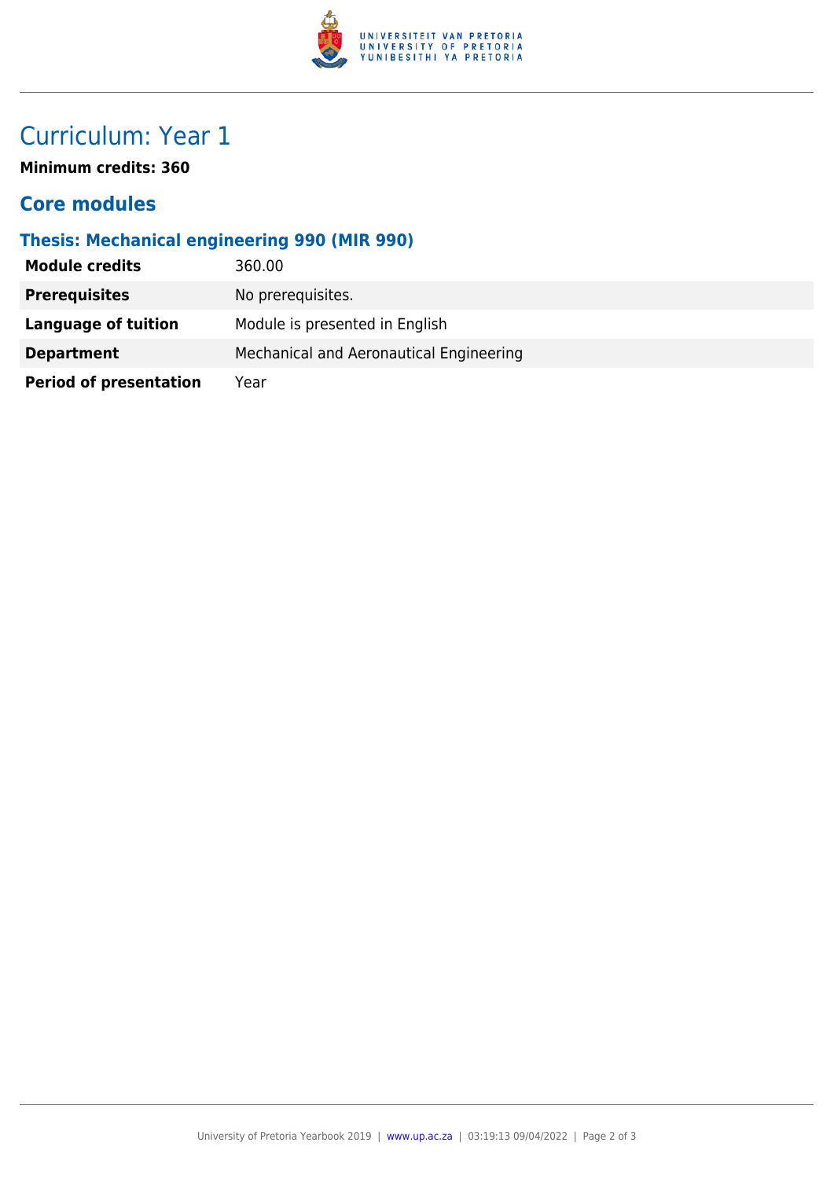# Curriculum: Year 1

**Minimum credits: 360**

## Core modules

### Thesis: Mechanical engineering 990 (MIR 990)

| | |
|---|---|
| **Module credits** | 360.00 |
| **Prerequisites** | No prerequisites. |
| **Language of tuition** | Module is presented in English |
| **Department** | Mechanical and Aeronautical Engineering |
| **Period of presentation** | Year |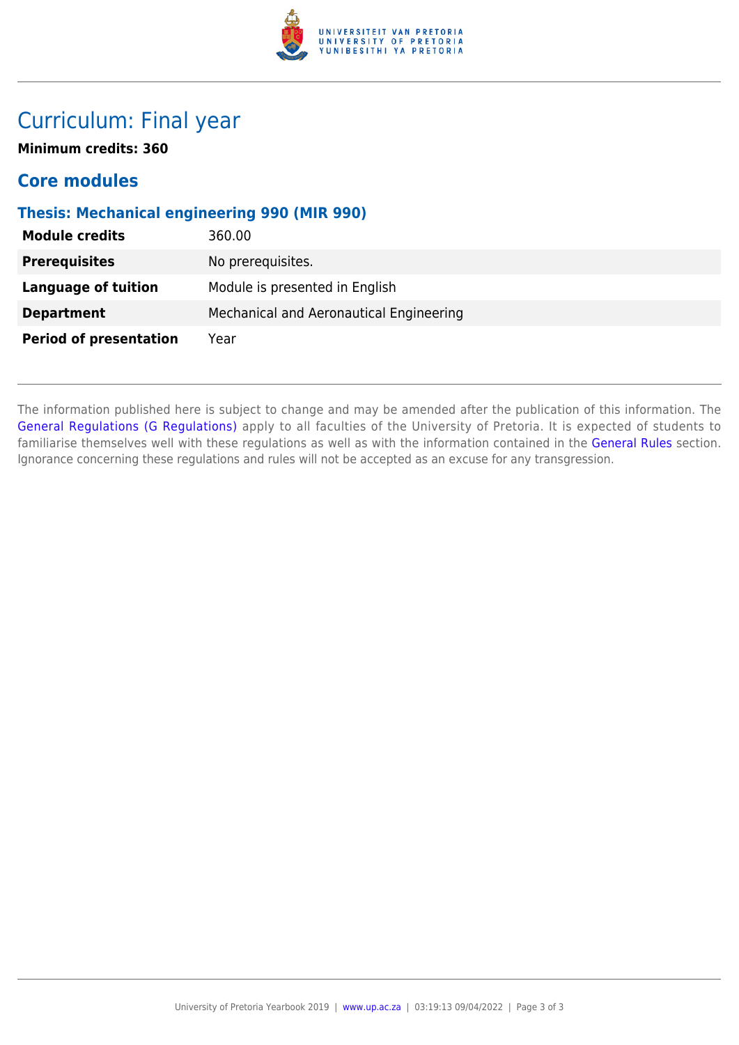# Curriculum: Final year

**Minimum credits: 360**

## Core modules

### Thesis: Mechanical engineering 990 (MIR 990)

| | |
|---|---|
| **Module credits** | 360.00 |
| **Prerequisites** | No prerequisites. |
| **Language of tuition** | Module is presented in English |
| **Department** | Mechanical and Aeronautical Engineering |
| **Period of presentation** | Year |

The information published here is subject to change and may be amended after the publication of this information. The General Regulations (G Regulations) apply to all faculties of the University of Pretoria. It is expected of students to familiarise themselves well with these regulations as well as with the information contained in the General Rules section. Ignorance concerning these regulations and rules will not be accepted as an excuse for any transgression.